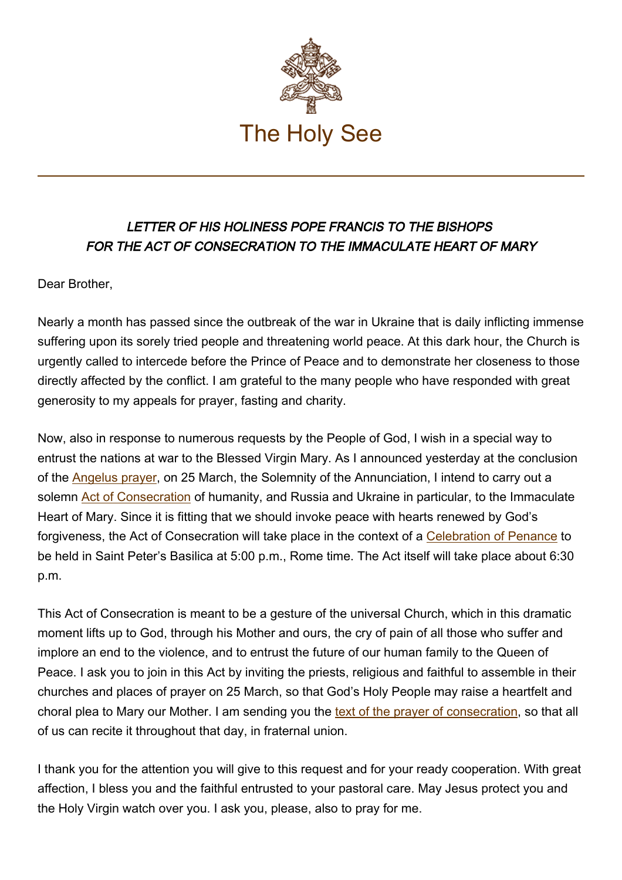The Holy See

*LETTER OF HIS HOLINESS POPE FRANCIS TO THE BISHOPS FOR THE ACT OF CONSECRATION TO THE IMMACULATE HEART OF MARY*

Dear Brother,

Nearly a month has passed since the outbreak of the war in Ukraine that is daily inflicting immense suffering upon its sorely tried people and threatening world peace. At this dark hour, the Church is urgently called to intercede before the Prince of Peace and to demonstrate her closeness to those directly affected by the conflict. I am grateful to the many people who have responded with great generosity to my appeals for prayer, fasting and charity.

Now, also in response to numerous requests by the People of God, I wish in a special way to entrust the nations at war to the Blessed Virgin Mary. As I announced yesterday at the conclusion of the Angelus prayer, on 25 March, the Solemnity of the Annunciation, I intend to carry out a solemn Act of Consecration of humanity, and Russia and Ukraine in particular, to the Immaculate Heart of Mary. Since it is fitting that we should invoke peace with hearts renewed by God's forgiveness, the Act of Consecration will take place in the context of a Celebration of Penance to be held in Saint Peter's Basilica at 5:00 p.m., Rome time. The Act itself will take place about 6:30 p.m.

This Act of Consecration is meant to be a gesture of the universal Church, which in this dramatic moment lifts up to God, through his Mother and ours, the cry of pain of all those who suffer and implore an end to the violence, and to entrust the future of our human family to the Queen of Peace. I ask you to join in this Act by inviting the priests, religious and faithful to assemble in their churches and places of prayer on 25 March, so that God's Holy People may raise a heartfelt and choral plea to Mary our Mother. I am sending you the text of the prayer of consecration, so that all of us can recite it throughout that day, in fraternal union.

I thank you for the attention you will give to this request and for your ready cooperation. With great affection, I bless you and the faithful entrusted to your pastoral care. May Jesus protect you and the Holy Virgin watch over you. I ask you, please, also to pray for me.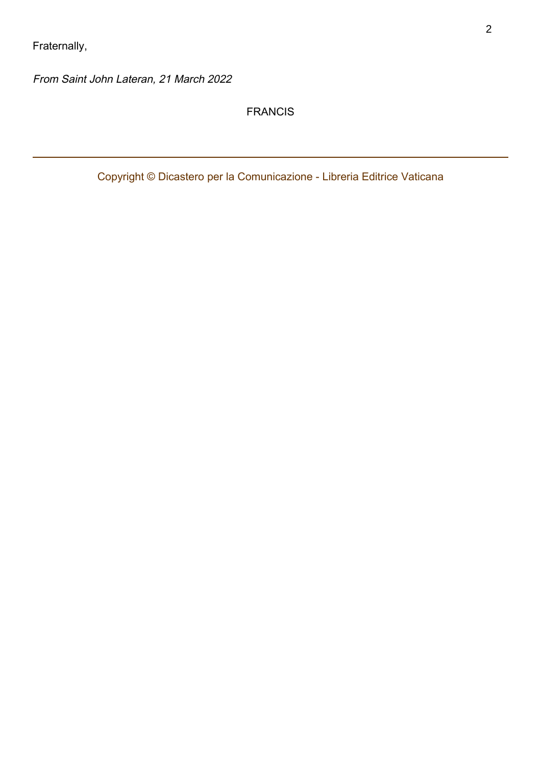Fraternally,

*From Saint John Lateran, 21 March 2022*

FRANCIS

---

Copyright © Dicastero per la Comunicazione - Libreria Editrice Vaticana